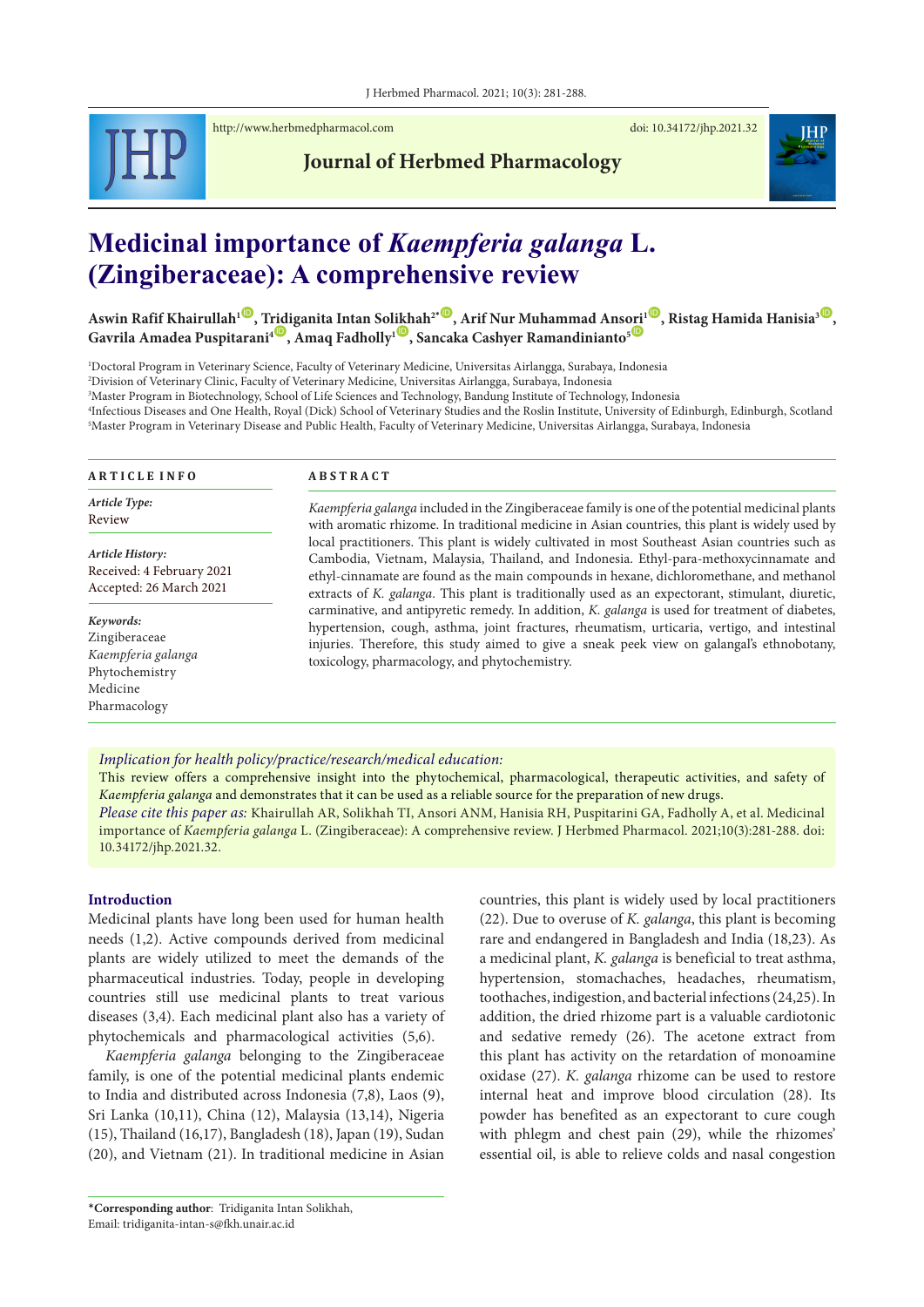# Medicinal importance of *Kaempferia galanga* L. (Zingiberaceae): A comprehensive review

**Aswin Rafif Khairullah**[1], **Tridiganita Intan Solikhah**[2*], **Arif Nur Muhammad Ansori**[1], **Ristag Hamida Hanisia**[3], **Gavrila Amadea Puspitarani**[4], **Amaq Fadholly**[1], **Sancaka Cashyer Ramandinianto**[5]

[1]Doctoral Program in Veterinary Science, Faculty of Veterinary Medicine, Universitas Airlangga, Surabaya, Indonesia
[2]Division of Veterinary Clinic, Faculty of Veterinary Medicine, Universitas Airlangga, Surabaya, Indonesia
[3]Master Program in Biotechnology, School of Life Sciences and Technology, Bandung Institute of Technology, Indonesia
[4]Infectious Diseases and One Health, Royal (Dick) School of Veterinary Studies and the Roslin Institute, University of Edinburgh, Edinburgh, Scotland
[5]Master Program in Veterinary Disease and Public Health, Faculty of Veterinary Medicine, Universitas Airlangga, Surabaya, Indonesia

**ARTICLE INFO**

*Article Type:*
Review

*Article History:*
Received: 4 February 2021
Accepted: 26 March 2021

*Keywords:*
Zingiberaceae
*Kaempferia galanga*
Phytochemistry
Medicine
Pharmacology

**ABSTRACT**

*Kaempferia galanga* included in the Zingiberaceae family is one of the potential medicinal plants with aromatic rhizome. In traditional medicine in Asian countries, this plant is widely used by local practitioners. This plant is widely cultivated in most Southeast Asian countries such as Cambodia, Vietnam, Malaysia, Thailand, and Indonesia. Ethyl-para-methoxycinnamate and ethyl-cinnamate are found as the main compounds in hexane, dichloromethane, and methanol extracts of *K. galanga*. This plant is traditionally used as an expectorant, stimulant, diuretic, carminative, and antipyretic remedy. In addition, *K. galanga* is used for treatment of diabetes, hypertension, cough, asthma, joint fractures, rheumatism, urticaria, vertigo, and intestinal injuries. Therefore, this study aimed to give a sneak peek view on galangal's ethnobotany, toxicology, pharmacology, and phytochemistry.

*Implication for health policy/practice/research/medical education:*
This review offers a comprehensive insight into the phytochemical, pharmacological, therapeutic activities, and safety of *Kaempferia galanga* and demonstrates that it can be used as a reliable source for the preparation of new drugs.
*Please cite this paper as:* Khairullah AR, Solikhah TI, Ansori ANM, Hanisia RH, Puspitarini GA, Fadholly A, et al. Medicinal importance of *Kaempferia galanga* L. (Zingiberaceae): A comprehensive review. J Herbmed Pharmacol. 2021;10(3):281-288. doi: 10.34172/jhp.2021.32.

## Introduction

Medicinal plants have long been used for human health needs (1,2). Active compounds derived from medicinal plants are widely utilized to meet the demands of the pharmaceutical industries. Today, people in developing countries still use medicinal plants to treat various diseases (3,4). Each medicinal plant also has a variety of phytochemicals and pharmacological activities (5,6).

*Kaempferia galanga* belonging to the Zingiberaceae family, is one of the potential medicinal plants endemic to India and distributed across Indonesia (7,8), Laos (9), Sri Lanka (10,11), China (12), Malaysia (13,14), Nigeria (15), Thailand (16,17), Bangladesh (18), Japan (19), Sudan (20), and Vietnam (21). In traditional medicine in Asian countries, this plant is widely used by local practitioners (22). Due to overuse of *K. galanga*, this plant is becoming rare and endangered in Bangladesh and India (18,23). As a medicinal plant, *K. galanga* is beneficial to treat asthma, hypertension, stomachaches, headaches, rheumatism, toothaches, indigestion, and bacterial infections (24,25). In addition, the dried rhizome part is a valuable cardiotonic and sedative remedy (26). The acetone extract from this plant has activity on the retardation of monoamine oxidase (27). *K. galanga* rhizome can be used to restore internal heat and improve blood circulation (28). Its powder has benefited as an expectorant to cure cough with phlegm and chest pain (29), while the rhizomes' essential oil, is able to relieve colds and nasal congestion

*Corresponding author: Tridiganita Intan Solikhah,
Email: tridiganita-intan-s@fkh.unair.ac.id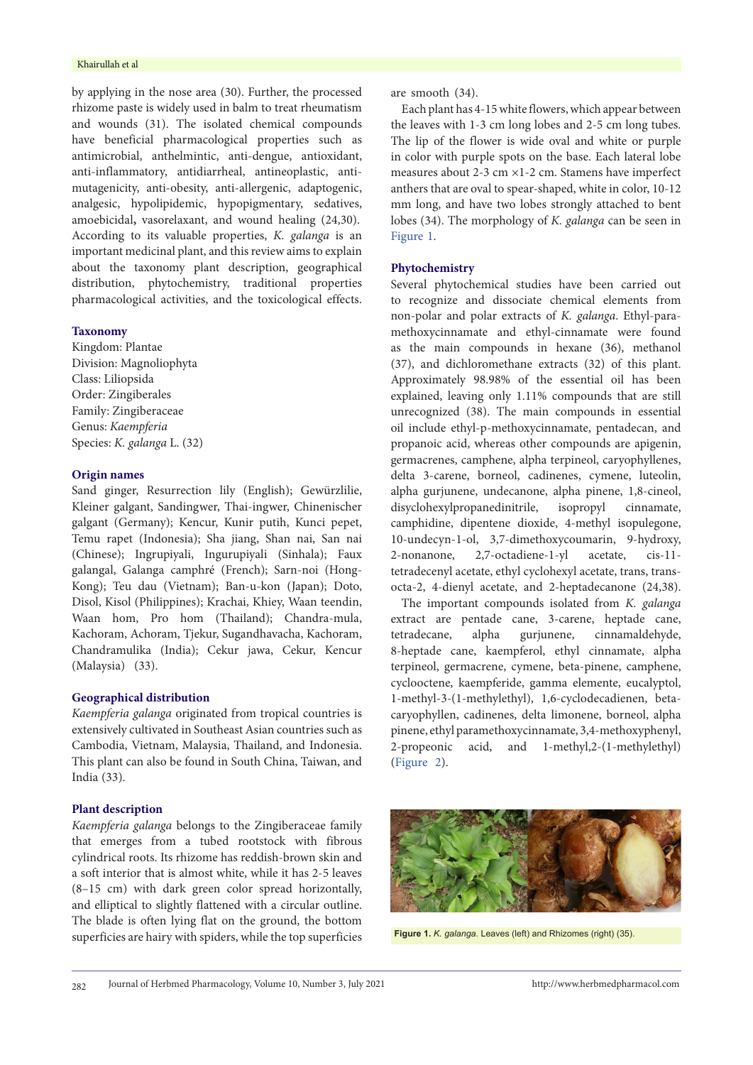by applying in the nose area (30). Further, the processed rhizome paste is widely used in balm to treat rheumatism and wounds (31). The isolated chemical compounds have beneficial pharmacological properties such as antimicrobial, anthelmintic, anti-dengue, antioxidant, anti-inflammatory, antidiarrheal, antineoplastic, anti-mutagenicity, anti-obesity, anti-allergenic, adaptogenic, analgesic, hypolipidemic, hypopigmentary, sedatives, amoebicidal**,** vasorelaxant, and wound healing (24,30). According to its valuable properties, *K. galanga* is an important medicinal plant, and this review aims to explain about the taxonomy plant description, geographical distribution, phytochemistry, traditional properties pharmacological activities, and the toxicological effects.

## Taxonomy

Kingdom: Plantae
Division: Magnoliophyta
Class: Liliopsida
Order: Zingiberales
Family: Zingiberaceae
Genus: *Kaempferia*
Species: *K. galanga* L. (32)

## Origin names

Sand ginger, Resurrection lily (English); Gewürzlilie, Kleiner galgant, Sandingwer, Thai-ingwer, Chinenischer galgant (Germany); Kencur, Kunir putih, Kunci pepet, Temu rapet (Indonesia); Sha jiang, Shan nai, San nai (Chinese); Ingrupiyali, Ingurupiyali (Sinhala); Faux galangal, Galanga camphré (French); Sarn-noi (Hong-Kong); Teu dau (Vietnam); Ban-u-kon (Japan); Doto, Disol, Kisol (Philippines); Krachai, Khiey, Waan teendin, Waan hom, Pro hom (Thailand); Chandra-mula, Kachoram, Achoram, Tjekur, Sugandhavacha, Kachoram, Chandramulika (India); Cekur jawa, Cekur, Kencur (Malaysia) (33).

## Geographical distribution

*Kaempferia galanga* originated from tropical countries is extensively cultivated in Southeast Asian countries such as Cambodia, Vietnam, Malaysia, Thailand, and Indonesia. This plant can also be found in South China, Taiwan, and India (33).

## Plant description

*Kaempferia galanga* belongs to the Zingiberaceae family that emerges from a tubed rootstock with fibrous cylindrical roots. Its rhizome has reddish-brown skin and a soft interior that is almost white, while it has 2-5 leaves (8–15 cm) with dark green color spread horizontally, and elliptical to slightly flattened with a circular outline. The blade is often lying flat on the ground, the bottom superficies are hairy with spiders, while the top superficies are smooth (34).

Each plant has 4-15 white flowers, which appear between the leaves with 1-3 cm long lobes and 2-5 cm long tubes. The lip of the flower is wide oval and white or purple in color with purple spots on the base. Each lateral lobe measures about 2-3 cm ×1-2 cm. Stamens have imperfect anthers that are oval to spear-shaped, white in color, 10-12 mm long, and have two lobes strongly attached to bent lobes (34). The morphology of *K. galanga* can be seen in Figure 1.

## Phytochemistry

Several phytochemical studies have been carried out to recognize and dissociate chemical elements from non-polar and polar extracts of *K. galanga*. Ethyl-para-methoxycinnamate and ethyl-cinnamate were found as the main compounds in hexane (36), methanol (37), and dichloromethane extracts (32) of this plant. Approximately 98.98% of the essential oil has been explained, leaving only 1.11% compounds that are still unrecognized (38). The main compounds in essential oil include ethyl-p-methoxycinnamate, pentadecan, and propanoic acid, whereas other compounds are apigenin, germacrenes, camphene, alpha terpineol, caryophyllenes, delta 3-carene, borneol, cadinenes, cymene, luteolin, alpha gurjunene, undecanone, alpha pinene, 1,8-cineol, disyclohexylpropanedinitrile, isopropyl cinnamate, camphidine, dipentene dioxide, 4-methyl isopulegone, 10-undecyn-1-ol, 3,7-dimethoxycoumarin, 9-hydroxy, 2-nonanone, 2,7-octadiene-1-yl acetate, cis-11-tetradecenyl acetate, ethyl cyclohexyl acetate, trans, trans-octa-2, 4-dienyl acetate, and 2-heptadecanone (24,38).

The important compounds isolated from *K. galanga* extract are pentade cane, 3-carene, heptade cane, tetradecane, alpha gurjunene, cinnamaldehyde, 8-heptade cane, kaempferol, ethyl cinnamate, alpha terpineol, germacrene, cymene, beta-pinene, camphene, cyclooctene, kaempferide, gamma elemente, eucalyptol, 1-methyl-3-(1-methylethyl), 1,6-cyclodecadienen, beta-caryophyllen, cadinenes, delta limonene, borneol, alpha pinene, ethyl paramethoxycinnamate, 3,4-methoxyphenyl, 2-propeonic acid, and 1-methyl,2-(1-methylethyl) (Figure 2).

**Figure 1.** *K. galanga*. Leaves (left) and Rhizomes (right) (35).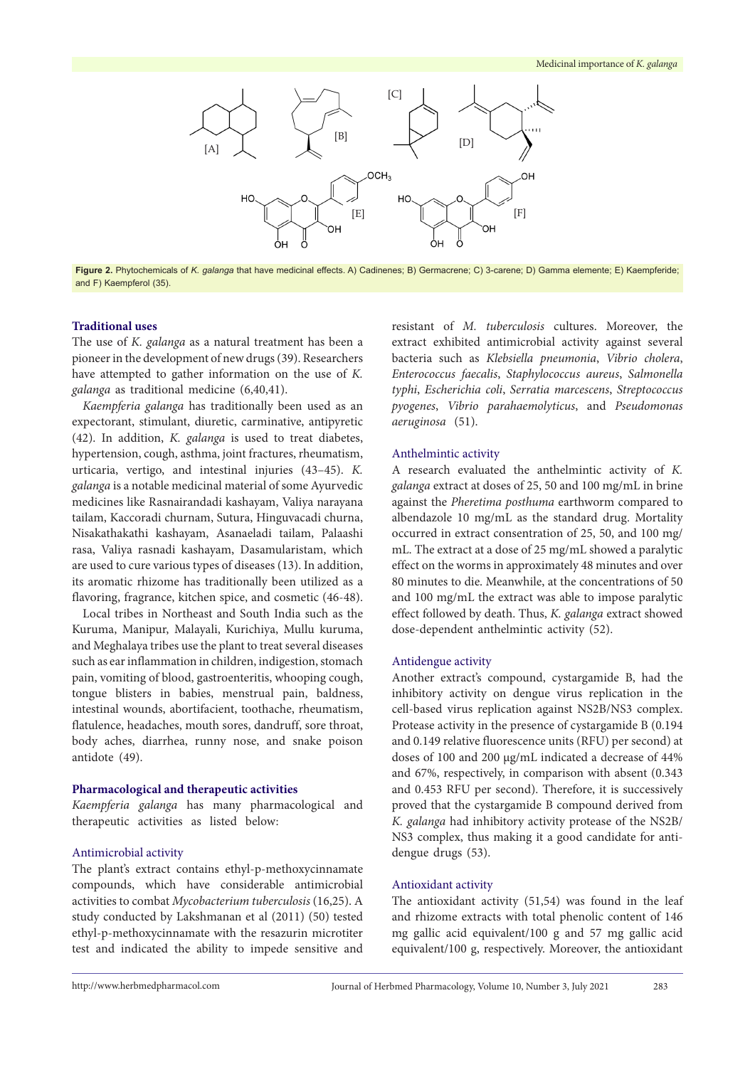Figure 2. Phytochemicals of *K. galanga* that have medicinal effects. A) Cadinenes; B) Germacrene; C) 3-carene; D) Gamma elemente; E) Kaempferide; and F) Kaempferol (35).

### Traditional uses

The use of *K. galanga* as a natural treatment has been a pioneer in the development of new drugs (39). Researchers have attempted to gather information on the use of *K. galanga* as traditional medicine (6,40,41).

*Kaempferia galanga* has traditionally been used as an expectorant, stimulant, diuretic, carminative, antipyretic (42). In addition, *K. galanga* is used to treat diabetes, hypertension, cough, asthma, joint fractures, rheumatism, urticaria, vertigo, and intestinal injuries (43–45). *K. galanga* is a notable medicinal material of some Ayurvedic medicines like Rasnairandadi kashayam, Valiya narayana tailam, Kaccoradi churnam, Sutura, Hinguvacadi churna, Nisakathakathi kashayam, Asanaeladi tailam, Palaashi rasa, Valiya rasnadi kashayam, Dasamularistam, which are used to cure various types of diseases (13). In addition, its aromatic rhizome has traditionally been utilized as a flavoring, fragrance, kitchen spice, and cosmetic (46-48).

Local tribes in Northeast and South India such as the Kuruma, Manipur, Malayali, Kurichiya, Mullu kuruma, and Meghalaya tribes use the plant to treat several diseases such as ear inflammation in children, indigestion, stomach pain, vomiting of blood, gastroenteritis, whooping cough, tongue blisters in babies, menstrual pain, baldness, intestinal wounds, abortifacient, toothache, rheumatism, flatulence, headaches, mouth sores, dandruff, sore throat, body aches, diarrhea, runny nose, and snake poison antidote (49).

### Pharmacological and therapeutic activities

*Kaempferia galanga* has many pharmacological and therapeutic activities as listed below:

#### Antimicrobial activity

The plant's extract contains ethyl-p-methoxycinnamate compounds, which have considerable antimicrobial activities to combat *Mycobacterium tuberculosis* (16,25). A study conducted by Lakshmanan et al (2011) (50) tested ethyl-p-methoxycinnamate with the resazurin microtiter test and indicated the ability to impede sensitive and resistant of *M. tuberculosis* cultures. Moreover, the extract exhibited antimicrobial activity against several bacteria such as *Klebsiella pneumonia*, *Vibrio cholera*, *Enterococcus faecalis*, *Staphylococcus aureus*, *Salmonella typhi*, *Escherichia coli*, *Serratia marcescens*, *Streptococcus pyogenes*, *Vibrio parahaemolyticus*, and *Pseudomonas aeruginosa* (51).

#### Anthelmintic activity

A research evaluated the anthelmintic activity of *K. galanga* extract at doses of 25, 50 and 100 mg/mL in brine against the *Pheretima posthuma* earthworm compared to albendazole 10 mg/mL as the standard drug. Mortality occurred in extract consentration of 25, 50, and 100 mg/mL. The extract at a dose of 25 mg/mL showed a paralytic effect on the worms in approximately 48 minutes and over 80 minutes to die. Meanwhile, at the concentrations of 50 and 100 mg/mL the extract was able to impose paralytic effect followed by death. Thus, *K. galanga* extract showed dose-dependent anthelmintic activity (52).

#### Antidengue activity

Another extract's compound, cystargamide B, had the inhibitory activity on dengue virus replication in the cell-based virus replication against NS2B/NS3 complex. Protease activity in the presence of cystargamide B (0.194 and 0.149 relative fluorescence units (RFU) per second) at doses of 100 and 200 μg/mL indicated a decrease of 44% and 67%, respectively, in comparison with absent (0.343 and 0.453 RFU per second). Therefore, it is successively proved that the cystargamide B compound derived from *K. galanga* had inhibitory activity protease of the NS2B/NS3 complex, thus making it a good candidate for anti-dengue drugs (53).

#### Antioxidant activity

The antioxidant activity (51,54) was found in the leaf and rhizome extracts with total phenolic content of 146 mg gallic acid equivalent/100 g and 57 mg gallic acid equivalent/100 g, respectively. Moreover, the antioxidant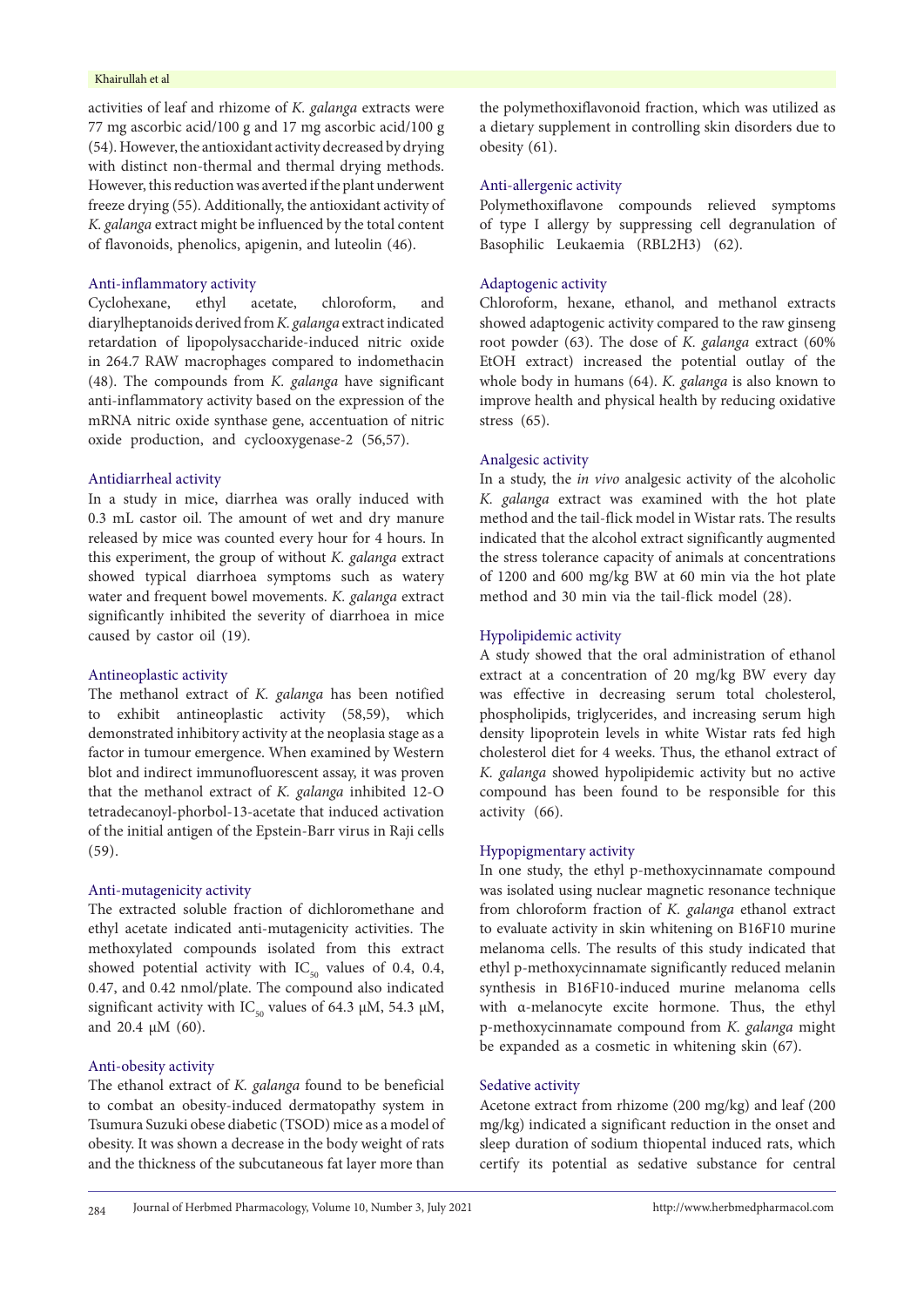activities of leaf and rhizome of *K. galanga* extracts were 77 mg ascorbic acid/100 g and 17 mg ascorbic acid/100 g (54). However, the antioxidant activity decreased by drying with distinct non-thermal and thermal drying methods. However, this reduction was averted if the plant underwent freeze drying (55). Additionally, the antioxidant activity of *K. galanga* extract might be influenced by the total content of flavonoids, phenolics, apigenin, and luteolin (46).

### Anti-inflammatory activity

Cyclohexane, ethyl acetate, chloroform, and diarylheptanoids derived from *K. galanga* extract indicated retardation of lipopolysaccharide-induced nitric oxide in 264.7 RAW macrophages compared to indomethacin (48). The compounds from *K. galanga* have significant anti-inflammatory activity based on the expression of the mRNA nitric oxide synthase gene, accentuation of nitric oxide production, and cyclooxygenase-2 (56,57).

### Antidiarrheal activity

In a study in mice, diarrhea was orally induced with 0.3 mL castor oil. The amount of wet and dry manure released by mice was counted every hour for 4 hours. In this experiment, the group of without *K. galanga* extract showed typical diarrhoea symptoms such as watery water and frequent bowel movements. *K. galanga* extract significantly inhibited the severity of diarrhoea in mice caused by castor oil (19).

### Antineoplastic activity

The methanol extract of *K. galanga* has been notified to exhibit antineoplastic activity (58,59), which demonstrated inhibitory activity at the neoplasia stage as a factor in tumour emergence. When examined by Western blot and indirect immunofluorescent assay, it was proven that the methanol extract of *K. galanga* inhibited 12-O tetradecanoyl-phorbol-13-acetate that induced activation of the initial antigen of the Epstein-Barr virus in Raji cells (59).

### Anti-mutagenicity activity

The extracted soluble fraction of dichloromethane and ethyl acetate indicated anti-mutagenicity activities. The methoxylated compounds isolated from this extract showed potential activity with $IC_{50}$ values of 0.4, 0.4, 0.47, and 0.42 nmol/plate. The compound also indicated significant activity with $IC_{50}$ values of 64.3 μM, 54.3 μM, and 20.4 μM (60).

### Anti-obesity activity

The ethanol extract of *K. galanga* found to be beneficial to combat an obesity-induced dermatopathy system in Tsumura Suzuki obese diabetic (TSOD) mice as a model of obesity. It was shown a decrease in the body weight of rats and the thickness of the subcutaneous fat layer more than the polymethoxiflavonoid fraction, which was utilized as a dietary supplement in controlling skin disorders due to obesity (61).

### Anti-allergenic activity

Polymethoxiflavone compounds relieved symptoms of type I allergy by suppressing cell degranulation of Basophilic Leukaemia (RBL2H3) (62).

### Adaptogenic activity

Chloroform, hexane, ethanol, and methanol extracts showed adaptogenic activity compared to the raw ginseng root powder (63). The dose of *K. galanga* extract (60% EtOH extract) increased the potential outlay of the whole body in humans (64). *K. galanga* is also known to improve health and physical health by reducing oxidative stress (65).

### Analgesic activity

In a study, the *in vivo* analgesic activity of the alcoholic *K. galanga* extract was examined with the hot plate method and the tail-flick model in Wistar rats. The results indicated that the alcohol extract significantly augmented the stress tolerance capacity of animals at concentrations of 1200 and 600 mg/kg BW at 60 min via the hot plate method and 30 min via the tail-flick model (28).

### Hypolipidemic activity

A study showed that the oral administration of ethanol extract at a concentration of 20 mg/kg BW every day was effective in decreasing serum total cholesterol, phospholipids, triglycerides, and increasing serum high density lipoprotein levels in white Wistar rats fed high cholesterol diet for 4 weeks. Thus, the ethanol extract of *K. galanga* showed hypolipidemic activity but no active compound has been found to be responsible for this activity (66).

### Hypopigmentary activity

In one study, the ethyl p-methoxycinnamate compound was isolated using nuclear magnetic resonance technique from chloroform fraction of *K. galanga* ethanol extract to evaluate activity in skin whitening on B16F10 murine melanoma cells. The results of this study indicated that ethyl p-methoxycinnamate significantly reduced melanin synthesis in B16F10-induced murine melanoma cells with α-melanocyte excite hormone. Thus, the ethyl p-methoxycinnamate compound from *K. galanga* might be expanded as a cosmetic in whitening skin (67).

### Sedative activity

Acetone extract from rhizome (200 mg/kg) and leaf (200 mg/kg) indicated a significant reduction in the onset and sleep duration of sodium thiopental induced rats, which certify its potential as sedative substance for central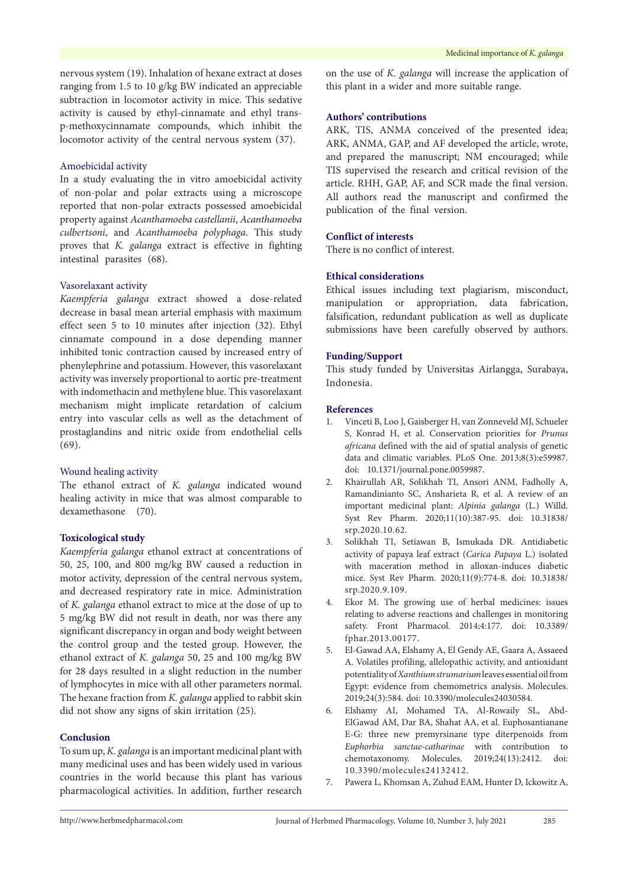nervous system (19). Inhalation of hexane extract at doses ranging from 1.5 to 10 g/kg BW indicated an appreciable subtraction in locomotor activity in mice. This sedative activity is caused by ethyl-cinnamate and ethyl trans-p-methoxycinnamate compounds, which inhibit the locomotor activity of the central nervous system (37).

### Amoebicidal activity

In a study evaluating the in vitro amoebicidal activity of non-polar and polar extracts using a microscope reported that non-polar extracts possessed amoebicidal property against *Acanthamoeba castellanii*, *Acanthamoeba culbertsoni*, and *Acanthamoeba polyphaga*. This study proves that *K. galanga* extract is effective in fighting intestinal parasites (68).

### Vasorelaxant activity

*Kaempferia galanga* extract showed a dose-related decrease in basal mean arterial emphasis with maximum effect seen 5 to 10 minutes after injection (32). Ethyl cinnamate compound in a dose depending manner inhibited tonic contraction caused by increased entry of phenylephrine and potassium. However, this vasorelaxant activity was inversely proportional to aortic pre-treatment with indomethacin and methylene blue. This vasorelaxant mechanism might implicate retardation of calcium entry into vascular cells as well as the detachment of prostaglandins and nitric oxide from endothelial cells (69).

### Wound healing activity

The ethanol extract of *K. galanga* indicated wound healing activity in mice that was almost comparable to dexamethasone (70).

## Toxicological study

*Kaempferia galanga* ethanol extract at concentrations of 50, 25, 100, and 800 mg/kg BW caused a reduction in motor activity, depression of the central nervous system, and decreased respiratory rate in mice. Administration of *K. galanga* ethanol extract to mice at the dose of up to 5 mg/kg BW did not result in death, nor was there any significant discrepancy in organ and body weight between the control group and the tested group. However, the ethanol extract of *K. galanga* 50, 25 and 100 mg/kg BW for 28 days resulted in a slight reduction in the number of lymphocytes in mice with all other parameters normal. The hexane fraction from *K. galanga* applied to rabbit skin did not show any signs of skin irritation (25).

## Conclusion

To sum up, *K. galanga* is an important medicinal plant with many medicinal uses and has been widely used in various countries in the world because this plant has various pharmacological activities. In addition, further research on the use of *K. galanga* will increase the application of this plant in a wider and more suitable range.

## Authors' contributions

ARK, TIS, ANMA conceived of the presented idea; ARK, ANMA, GAP, and AF developed the article, wrote, and prepared the manuscript; NM encouraged; while TIS supervised the research and critical revision of the article. RHH, GAP, AF, and SCR made the final version. All authors read the manuscript and confirmed the publication of the final version.

## Conflict of interests

There is no conflict of interest.

## Ethical considerations

Ethical issues including text plagiarism, misconduct, manipulation or appropriation, data fabrication, falsification, redundant publication as well as duplicate submissions have been carefully observed by authors.

## Funding/Support

This study funded by Universitas Airlangga, Surabaya, Indonesia.

## References

1. Vinceti B, Loo J, Gaisberger H, van Zonneveld MJ, Schueler S, Konrad H, et al. Conservation priorities for *Prunus africana* defined with the aid of spatial analysis of genetic data and climatic variables. PLoS One. 2013;8(3):e59987. doi: 10.1371/journal.pone.0059987.
2. Khairullah AR, Solikhah TI, Ansori ANM, Fadholly A, Ramandinianto SC, Ansharieta R, et al. A review of an important medicinal plant: *Alpinia galanga* (L.) Willd. Syst Rev Pharm. 2020;11(10):387-95. doi: 10.31838/srp.2020.10.62.
3. Solikhah TI, Setiawan B, Ismukada DR. Antidiabetic activity of papaya leaf extract (*Carica Papaya* L.) isolated with maceration method in alloxan-induces diabetic mice. Syst Rev Pharm. 2020;11(9):774-8. doi: 10.31838/srp.2020.9.109.
4. Ekor M. The growing use of herbal medicines: issues relating to adverse reactions and challenges in monitoring safety. Front Pharmacol. 2014;4:177. doi: 10.3389/fphar.2013.00177.
5. El-Gawad AA, Elshamy A, El Gendy AE, Gaara A, Assaeed A. Volatiles profiling, allelopathic activity, and antioxidant potentiality of *Xanthium strumarium* leaves essential oil from Egypt: evidence from chemometrics analysis. Molecules. 2019;24(3):584. doi: 10.3390/molecules24030584.
6. Elshamy AI, Mohamed TA, Al-Rowaily SL, Abd-ElGawad AM, Dar BA, Shahat AA, et al. Euphosantianane E-G: three new premyrsinane type diterpenoids from *Euphorbia sanctae-catharinae* with contribution to chemotaxonomy. Molecules. 2019;24(13):2412. doi: 10.3390/molecules24132412.
7. Pawera L, Khomsan A, Zuhud EAM, Hunter D, Ickowitz A,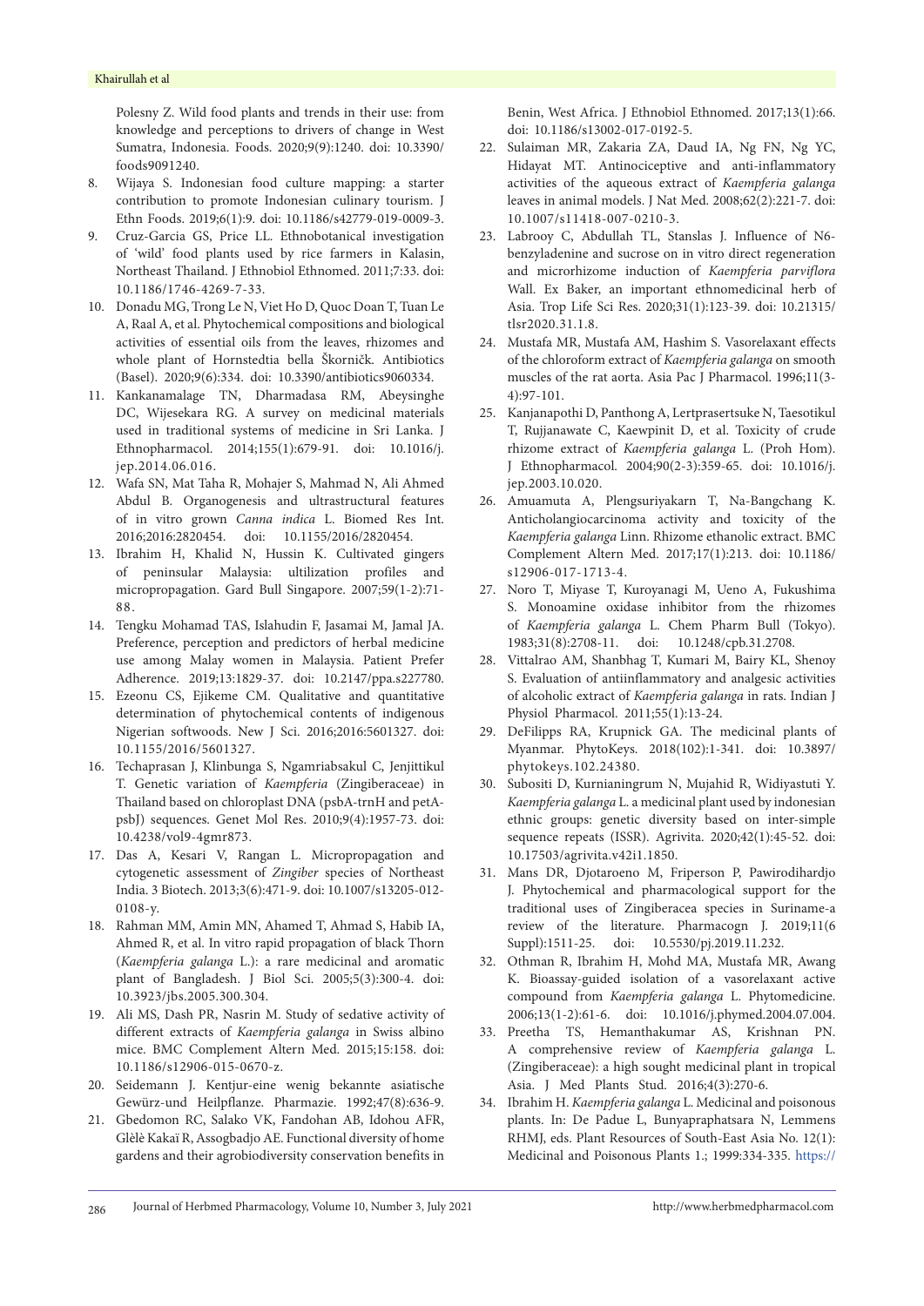Polesny Z. Wild food plants and trends in their use: from knowledge and perceptions to drivers of change in West Sumatra, Indonesia. Foods. 2020;9(9):1240. doi: 10.3390/foods9091240.

8. Wijaya S. Indonesian food culture mapping: a starter contribution to promote Indonesian culinary tourism. J Ethn Foods. 2019;6(1):9. doi: 10.1186/s42779-019-0009-3.
9. Cruz-Garcia GS, Price LL. Ethnobotanical investigation of 'wild' food plants used by rice farmers in Kalasin, Northeast Thailand. J Ethnobiol Ethnomed. 2011;7:33. doi: 10.1186/1746-4269-7-33.
10. Donadu MG, Trong Le N, Viet Ho D, Quoc Doan T, Tuan Le A, Raal A, et al. Phytochemical compositions and biological activities of essential oils from the leaves, rhizomes and whole plant of Hornstedtia bella Škorničk. Antibiotics (Basel). 2020;9(6):334. doi: 10.3390/antibiotics9060334.
11. Kankanamalage TN, Dharmadasa RM, Abeysinghe DC, Wijesekara RG. A survey on medicinal materials used in traditional systems of medicine in Sri Lanka. J Ethnopharmacol. 2014;155(1):679-91. doi: 10.1016/j.jep.2014.06.016.
12. Wafa SN, Mat Taha R, Mohajer S, Mahmad N, Ali Ahmed Abdul B. Organogenesis and ultrastructural features of in vitro grown *Canna indica* L. Biomed Res Int. 2016;2016:2820454. doi: 10.1155/2016/2820454.
13. Ibrahim H, Khalid N, Hussin K. Cultivated gingers of peninsular Malaysia: ultilization profiles and micropropagation. Gard Bull Singapore. 2007;59(1-2):71-88.
14. Tengku Mohamad TAS, Islahudin F, Jasamai M, Jamal JA. Preference, perception and predictors of herbal medicine use among Malay women in Malaysia. Patient Prefer Adherence. 2019;13:1829-37. doi: 10.2147/ppa.s227780.
15. Ezeonu CS, Ejikeme CM. Qualitative and quantitative determination of phytochemical contents of indigenous Nigerian softwoods. New J Sci. 2016;2016:5601327. doi: 10.1155/2016/5601327.
16. Techaprasan J, Klinbunga S, Ngamriabsakul C, Jenjittikul T. Genetic variation of *Kaempferia* (Zingiberaceae) in Thailand based on chloroplast DNA (psbA-trnH and petA-psbJ) sequences. Genet Mol Res. 2010;9(4):1957-73. doi: 10.4238/vol9-4gmr873.
17. Das A, Kesari V, Rangan L. Micropropagation and cytogenetic assessment of *Zingiber* species of Northeast India. 3 Biotech. 2013;3(6):471-9. doi: 10.1007/s13205-012-0108-y.
18. Rahman MM, Amin MN, Ahamed T, Ahmad S, Habib IA, Ahmed R, et al. In vitro rapid propagation of black Thorn (*Kaempferia galanga* L.): a rare medicinal and aromatic plant of Bangladesh. J Biol Sci. 2005;5(3):300-4. doi: 10.3923/jbs.2005.300.304.
19. Ali MS, Dash PR, Nasrin M. Study of sedative activity of different extracts of *Kaempferia galanga* in Swiss albino mice. BMC Complement Altern Med. 2015;15:158. doi: 10.1186/s12906-015-0670-z.
20. Seidemann J. Kentjur-eine wenig bekannte asiatische Gewürz-und Heilpflanze. Pharmazie. 1992;47(8):636-9.
21. Gbedomon RC, Salako VK, Fandohan AB, Idohou AFR, Glèlè Kakaï R, Assogbadjo AE. Functional diversity of home gardens and their agrobiodiversity conservation benefits in Benin, West Africa. J Ethnobiol Ethnomed. 2017;13(1):66. doi: 10.1186/s13002-017-0192-5.
22. Sulaiman MR, Zakaria ZA, Daud IA, Ng FN, Ng YC, Hidayat MT. Antinociceptive and anti-inflammatory activities of the aqueous extract of *Kaempferia galanga* leaves in animal models. J Nat Med. 2008;62(2):221-7. doi: 10.1007/s11418-007-0210-3.
23. Labrooy C, Abdullah TL, Stanslas J. Influence of N6-benzyladenine and sucrose on in vitro direct regeneration and microrhizome induction of *Kaempferia parviflora* Wall. Ex Baker, an important ethnomedicinal herb of Asia. Trop Life Sci Res. 2020;31(1):123-39. doi: 10.21315/tlsr2020.31.1.8.
24. Mustafa MR, Mustafa AM, Hashim S. Vasorelaxant effects of the chloroform extract of *Kaempferia galanga* on smooth muscles of the rat aorta. Asia Pac J Pharmacol. 1996;11(3-4):97-101.
25. Kanjanapothi D, Panthong A, Lertprasertsuke N, Taesotikul T, Rujjanawate C, Kaewpinit D, et al. Toxicity of crude rhizome extract of *Kaempferia galanga* L. (Proh Hom). J Ethnopharmacol. 2004;90(2-3):359-65. doi: 10.1016/j.jep.2003.10.020.
26. Amuamuta A, Plengsuriyakarn T, Na-Bangchang K. Anticholangiocarcinoma activity and toxicity of the *Kaempferia galanga* Linn. Rhizome ethanolic extract. BMC Complement Altern Med. 2017;17(1):213. doi: 10.1186/s12906-017-1713-4.
27. Noro T, Miyase T, Kuroyanagi M, Ueno A, Fukushima S. Monoamine oxidase inhibitor from the rhizomes of *Kaempferia galanga* L. Chem Pharm Bull (Tokyo). 1983;31(8):2708-11. doi: 10.1248/cpb.31.2708.
28. Vittalrao AM, Shanbhag T, Kumari M, Bairy KL, Shenoy S. Evaluation of antiinflammatory and analgesic activities of alcoholic extract of *Kaempferia galanga* in rats. Indian J Physiol Pharmacol. 2011;55(1):13-24.
29. DeFilipps RA, Krupnick GA. The medicinal plants of Myanmar. PhytoKeys. 2018(102):1-341. doi: 10.3897/phytokeys.102.24380.
30. Subositi D, Kurnianingrum N, Mujahid R, Widiyastuti Y. *Kaempferia galanga* L. a medicinal plant used by indonesian ethnic groups: genetic diversity based on inter-simple sequence repeats (ISSR). Agrivita. 2020;42(1):45-52. doi: 10.17503/agrivita.v42i1.1850.
31. Mans DR, Djotaroeno M, Friperson P, Pawirodihardjo J. Phytochemical and pharmacological support for the traditional uses of Zingiberacea species in Suriname-a review of the literature. Pharmacogn J. 2019;11(6 Suppl):1511-25. doi: 10.5530/pj.2019.11.232.
32. Othman R, Ibrahim H, Mohd MA, Mustafa MR, Awang K. Bioassay-guided isolation of a vasorelaxant active compound from *Kaempferia galanga* L. Phytomedicine. 2006;13(1-2):61-6. doi: 10.1016/j.phymed.2004.07.004.
33. Preetha TS, Hemanthakumar AS, Krishnan PN. A comprehensive review of *Kaempferia galanga* L. (Zingiberaceae): a high sought medicinal plant in tropical Asia. J Med Plants Stud. 2016;4(3):270-6.
34. Ibrahim H. *Kaempferia galanga* L. Medicinal and poisonous plants. In: De Padue L, Bunyapraphatsara N, Lemmens RHMJ, eds. Plant Resources of South-East Asia No. 12(1): Medicinal and Poisonous Plants 1.; 1999:334-335. https://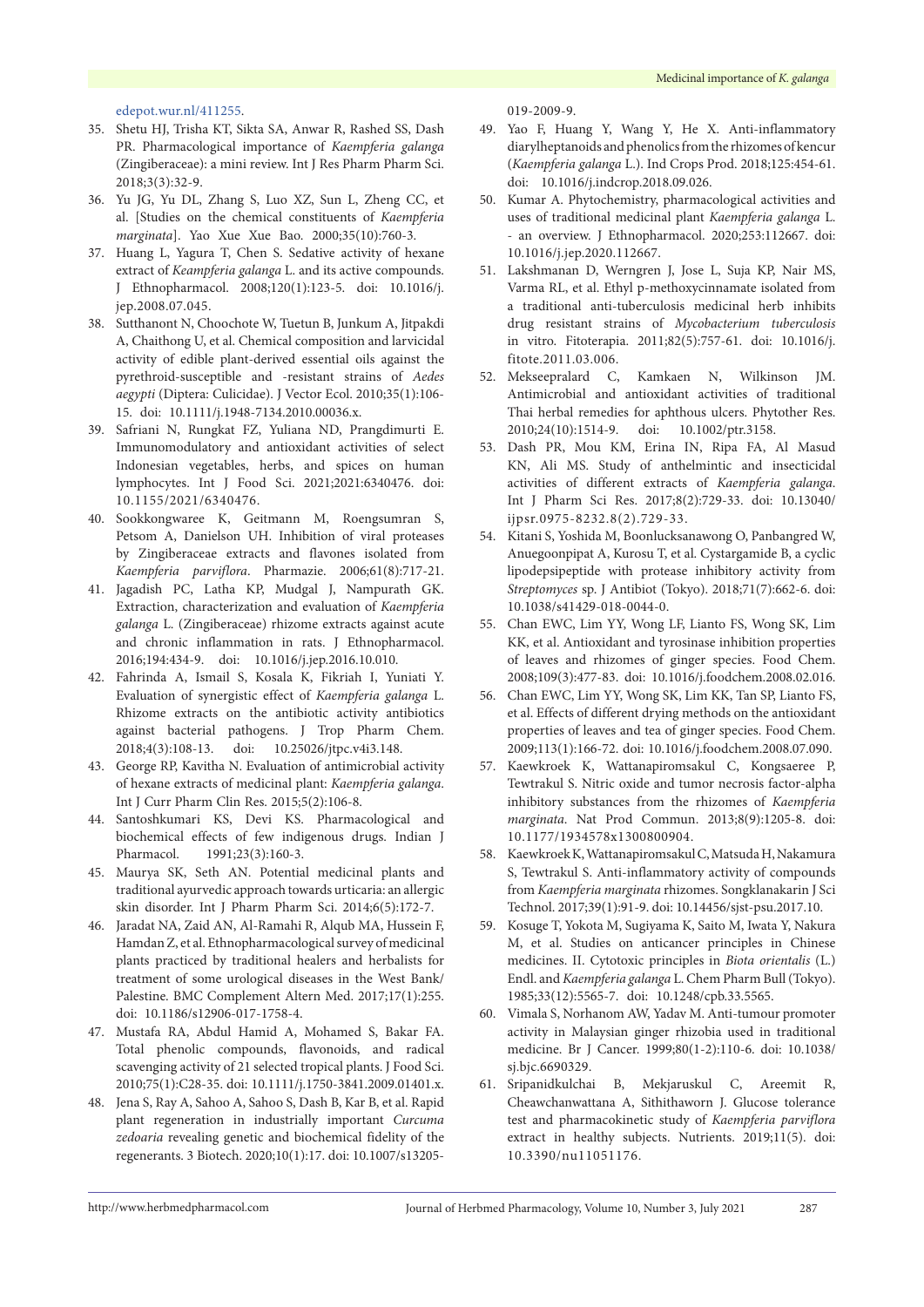edepot.wur.nl/411255.

35. Shetu HJ, Trisha KT, Sikta SA, Anwar R, Rashed SS, Dash PR. Pharmacological importance of *Kaempferia galanga* (Zingiberaceae): a mini review. Int J Res Pharm Pharm Sci. 2018;3(3):32-9.
36. Yu JG, Yu DL, Zhang S, Luo XZ, Sun L, Zheng CC, et al. [Studies on the chemical constituents of *Kaempferia marginata*]. Yao Xue Xue Bao. 2000;35(10):760-3.
37. Huang L, Yagura T, Chen S. Sedative activity of hexane extract of *Keampferia galanga* L. and its active compounds. J Ethnopharmacol. 2008;120(1):123-5. doi: 10.1016/j.jep.2008.07.045.
38. Sutthanont N, Choochote W, Tuetun B, Junkum A, Jitpakdi A, Chaithong U, et al. Chemical composition and larvicidal activity of edible plant-derived essential oils against the pyrethroid-susceptible and -resistant strains of *Aedes aegypti* (Diptera: Culicidae). J Vector Ecol. 2010;35(1):106-15. doi: 10.1111/j.1948-7134.2010.00036.x.
39. Safriani N, Rungkat FZ, Yuliana ND, Prangdimurti E. Immunomodulatory and antioxidant activities of select Indonesian vegetables, herbs, and spices on human lymphocytes. Int J Food Sci. 2021;2021:6340476. doi: 10.1155/2021/6340476.
40. Sookkongwaree K, Geitmann M, Roengsumran S, Petsom A, Danielson UH. Inhibition of viral proteases by Zingiberaceae extracts and flavones isolated from *Kaempferia parviflora*. Pharmazie. 2006;61(8):717-21.
41. Jagadish PC, Latha KP, Mudgal J, Nampurath GK. Extraction, characterization and evaluation of *Kaempferia galanga* L. (Zingiberaceae) rhizome extracts against acute and chronic inflammation in rats. J Ethnopharmacol. 2016;194:434-9. doi: 10.1016/j.jep.2016.10.010.
42. Fahrinda A, Ismail S, Kosala K, Fikriah I, Yuniati Y. Evaluation of synergistic effect of *Kaempferia galanga* L. Rhizome extracts on the antibiotic activity antibiotics against bacterial pathogens. J Trop Pharm Chem. 2018;4(3):108-13. doi: 10.25026/jtpc.v4i3.148.
43. George RP, Kavitha N. Evaluation of antimicrobial activity of hexane extracts of medicinal plant: *Kaempferia galanga*. Int J Curr Pharm Clin Res. 2015;5(2):106-8.
44. Santoshkumari KS, Devi KS. Pharmacological and biochemical effects of few indigenous drugs. Indian J Pharmacol. 1991;23(3):160-3.
45. Maurya SK, Seth AN. Potential medicinal plants and traditional ayurvedic approach towards urticaria: an allergic skin disorder. Int J Pharm Pharm Sci. 2014;6(5):172-7.
46. Jaradat NA, Zaid AN, Al-Ramahi R, Alqub MA, Hussein F, Hamdan Z, et al. Ethnopharmacological survey of medicinal plants practiced by traditional healers and herbalists for treatment of some urological diseases in the West Bank/Palestine. BMC Complement Altern Med. 2017;17(1):255. doi: 10.1186/s12906-017-1758-4.
47. Mustafa RA, Abdul Hamid A, Mohamed S, Bakar FA. Total phenolic compounds, flavonoids, and radical scavenging activity of 21 selected tropical plants. J Food Sci. 2010;75(1):C28-35. doi: 10.1111/j.1750-3841.2009.01401.x.
48. Jena S, Ray A, Sahoo A, Sahoo S, Dash B, Kar B, et al. Rapid plant regeneration in industrially important *Curcuma zedoaria* revealing genetic and biochemical fidelity of the regenerants. 3 Biotech. 2020;10(1):17. doi: 10.1007/s13205-019-2009-9.
49. Yao F, Huang Y, Wang Y, He X. Anti-inflammatory diarylheptanoids and phenolics from the rhizomes of kencur (*Kaempferia galanga* L.). Ind Crops Prod. 2018;125:454-61. doi: 10.1016/j.indcrop.2018.09.026.
50. Kumar A. Phytochemistry, pharmacological activities and uses of traditional medicinal plant *Kaempferia galanga* L. - an overview. J Ethnopharmacol. 2020;253:112667. doi: 10.1016/j.jep.2020.112667.
51. Lakshmanan D, Werngren J, Jose L, Suja KP, Nair MS, Varma RL, et al. Ethyl p-methoxycinnamate isolated from a traditional anti-tuberculosis medicinal herb inhibits drug resistant strains of *Mycobacterium tuberculosis* in vitro. Fitoterapia. 2011;82(5):757-61. doi: 10.1016/j.fitote.2011.03.006.
52. Mekseepralard C, Kamkaen N, Wilkinson JM. Antimicrobial and antioxidant activities of traditional Thai herbal remedies for aphthous ulcers. Phytother Res. 2010;24(10):1514-9. doi: 10.1002/ptr.3158.
53. Dash PR, Mou KM, Erina IN, Ripa FA, Al Masud KN, Ali MS. Study of anthelmintic and insecticidal activities of different extracts of *Kaempferia galanga*. Int J Pharm Sci Res. 2017;8(2):729-33. doi: 10.13040/ijpsr.0975-8232.8(2).729-33.
54. Kitani S, Yoshida M, Boonlucksanawong O, Panbangred W, Anuegoonpipat A, Kurosu T, et al. Cystargamide B, a cyclic lipodepsipeptide with protease inhibitory activity from *Streptomyces* sp. J Antibiot (Tokyo). 2018;71(7):662-6. doi: 10.1038/s41429-018-0044-0.
55. Chan EWC, Lim YY, Wong LF, Lianto FS, Wong SK, Lim KK, et al. Antioxidant and tyrosinase inhibition properties of leaves and rhizomes of ginger species. Food Chem. 2008;109(3):477-83. doi: 10.1016/j.foodchem.2008.02.016.
56. Chan EWC, Lim YY, Wong SK, Lim KK, Tan SP, Lianto FS, et al. Effects of different drying methods on the antioxidant properties of leaves and tea of ginger species. Food Chem. 2009;113(1):166-72. doi: 10.1016/j.foodchem.2008.07.090.
57. Kaewkroek K, Wattanapiromsakul C, Kongsaeree P, Tewtrakul S. Nitric oxide and tumor necrosis factor-alpha inhibitory substances from the rhizomes of *Kaempferia marginata*. Nat Prod Commun. 2013;8(9):1205-8. doi: 10.1177/1934578x1300800904.
58. Kaewkroek K, Wattanapiromsakul C, Matsuda H, Nakamura S, Tewtrakul S. Anti-inflammatory activity of compounds from *Kaempferia marginata* rhizomes. Songklanakarin J Sci Technol. 2017;39(1):91-9. doi: 10.14456/sjst-psu.2017.10.
59. Kosuge T, Yokota M, Sugiyama K, Saito M, Iwata Y, Nakura M, et al. Studies on anticancer principles in Chinese medicines. II. Cytotoxic principles in *Biota orientalis* (L.) Endl. and *Kaempferia galanga* L. Chem Pharm Bull (Tokyo). 1985;33(12):5565-7. doi: 10.1248/cpb.33.5565.
60. Vimala S, Norhanom AW, Yadav M. Anti-tumour promoter activity in Malaysian ginger rhizobia used in traditional medicine. Br J Cancer. 1999;80(1-2):110-6. doi: 10.1038/sj.bjc.6690329.
61. Sripanidkulchai B, Mekjaruskul C, Areemit R, Cheawchanwattana A, Sithithaworn J. Glucose tolerance test and pharmacokinetic study of *Kaempferia parviflora* extract in healthy subjects. Nutrients. 2019;11(5). doi: 10.3390/nu11051176.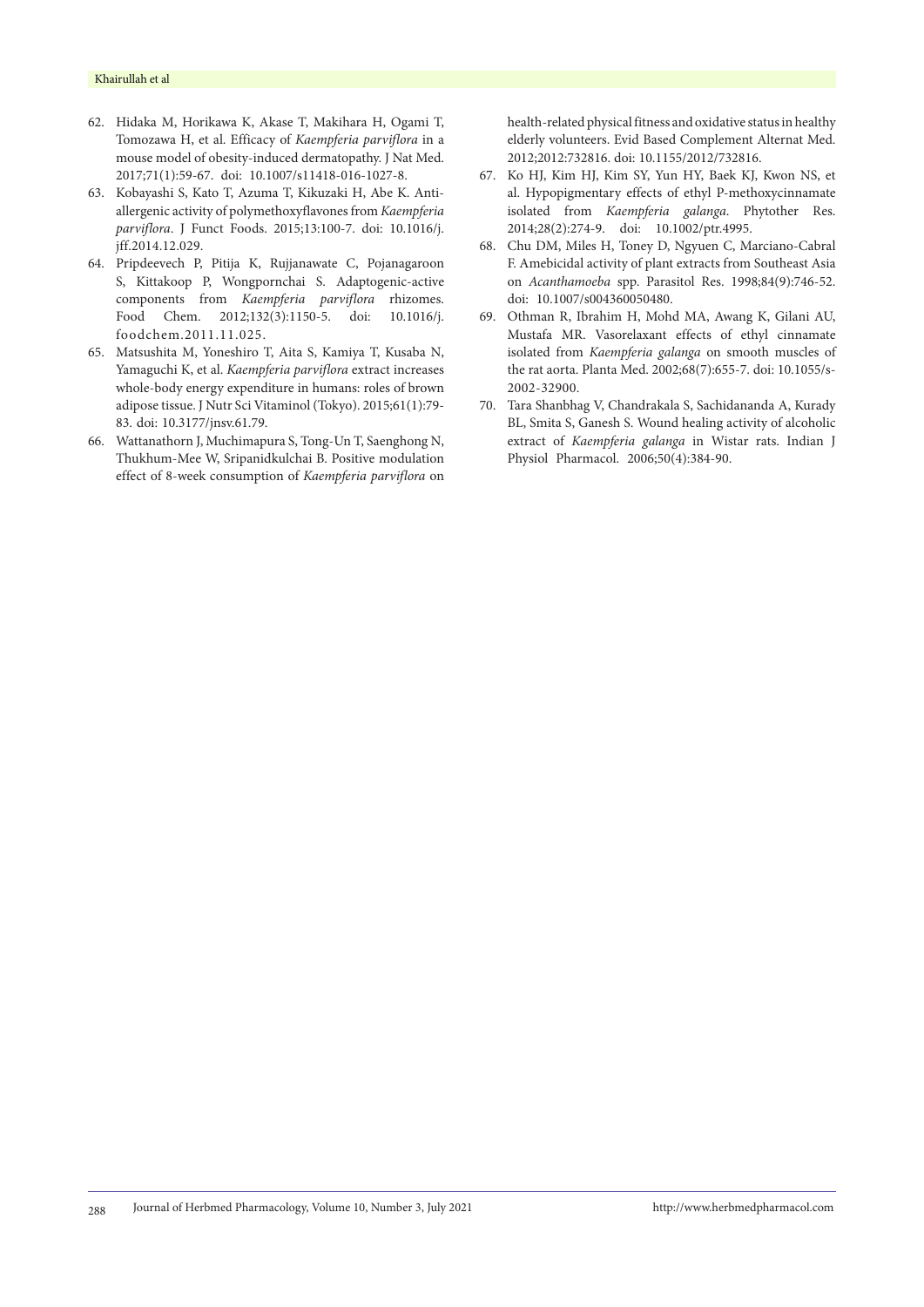62. Hidaka M, Horikawa K, Akase T, Makihara H, Ogami T, Tomozawa H, et al. Efficacy of *Kaempferia parviflora* in a mouse model of obesity-induced dermatopathy. J Nat Med. 2017;71(1):59-67. doi: 10.1007/s11418-016-1027-8.
63. Kobayashi S, Kato T, Azuma T, Kikuzaki H, Abe K. Anti-allergenic activity of polymethoxyflavones from *Kaempferia parviflora*. J Funct Foods. 2015;13:100-7. doi: 10.1016/j.jff.2014.12.029.
64. Pripdeevech P, Pitija K, Rujjanawate C, Pojanagaroon S, Kittakoop P, Wongpornchai S. Adaptogenic-active components from *Kaempferia parviflora* rhizomes. Food Chem. 2012;132(3):1150-5. doi: 10.1016/j.foodchem.2011.11.025.
65. Matsushita M, Yoneshiro T, Aita S, Kamiya T, Kusaba N, Yamaguchi K, et al. *Kaempferia parviflora* extract increases whole-body energy expenditure in humans: roles of brown adipose tissue. J Nutr Sci Vitaminol (Tokyo). 2015;61(1):79-83. doi: 10.3177/jnsv.61.79.
66. Wattanathorn J, Muchimapura S, Tong-Un T, Saenghong N, Thukhum-Mee W, Sripanidkulchai B. Positive modulation effect of 8-week consumption of *Kaempferia parviflora* on health-related physical fitness and oxidative status in healthy elderly volunteers. Evid Based Complement Alternat Med. 2012;2012:732816. doi: 10.1155/2012/732816.
67. Ko HJ, Kim HJ, Kim SY, Yun HY, Baek KJ, Kwon NS, et al. Hypopigmentary effects of ethyl P-methoxycinnamate isolated from *Kaempferia galanga*. Phytother Res. 2014;28(2):274-9. doi: 10.1002/ptr.4995.
68. Chu DM, Miles H, Toney D, Ngyuen C, Marciano-Cabral F. Amebicidal activity of plant extracts from Southeast Asia on *Acanthamoeba* spp. Parasitol Res. 1998;84(9):746-52. doi: 10.1007/s004360050480.
69. Othman R, Ibrahim H, Mohd MA, Awang K, Gilani AU, Mustafa MR. Vasorelaxant effects of ethyl cinnamate isolated from *Kaempferia galanga* on smooth muscles of the rat aorta. Planta Med. 2002;68(7):655-7. doi: 10.1055/s-2002-32900.
70. Tara Shanbhag V, Chandrakala S, Sachidananda A, Kurady BL, Smita S, Ganesh S. Wound healing activity of alcoholic extract of *Kaempferia galanga* in Wistar rats. Indian J Physiol Pharmacol. 2006;50(4):384-90.